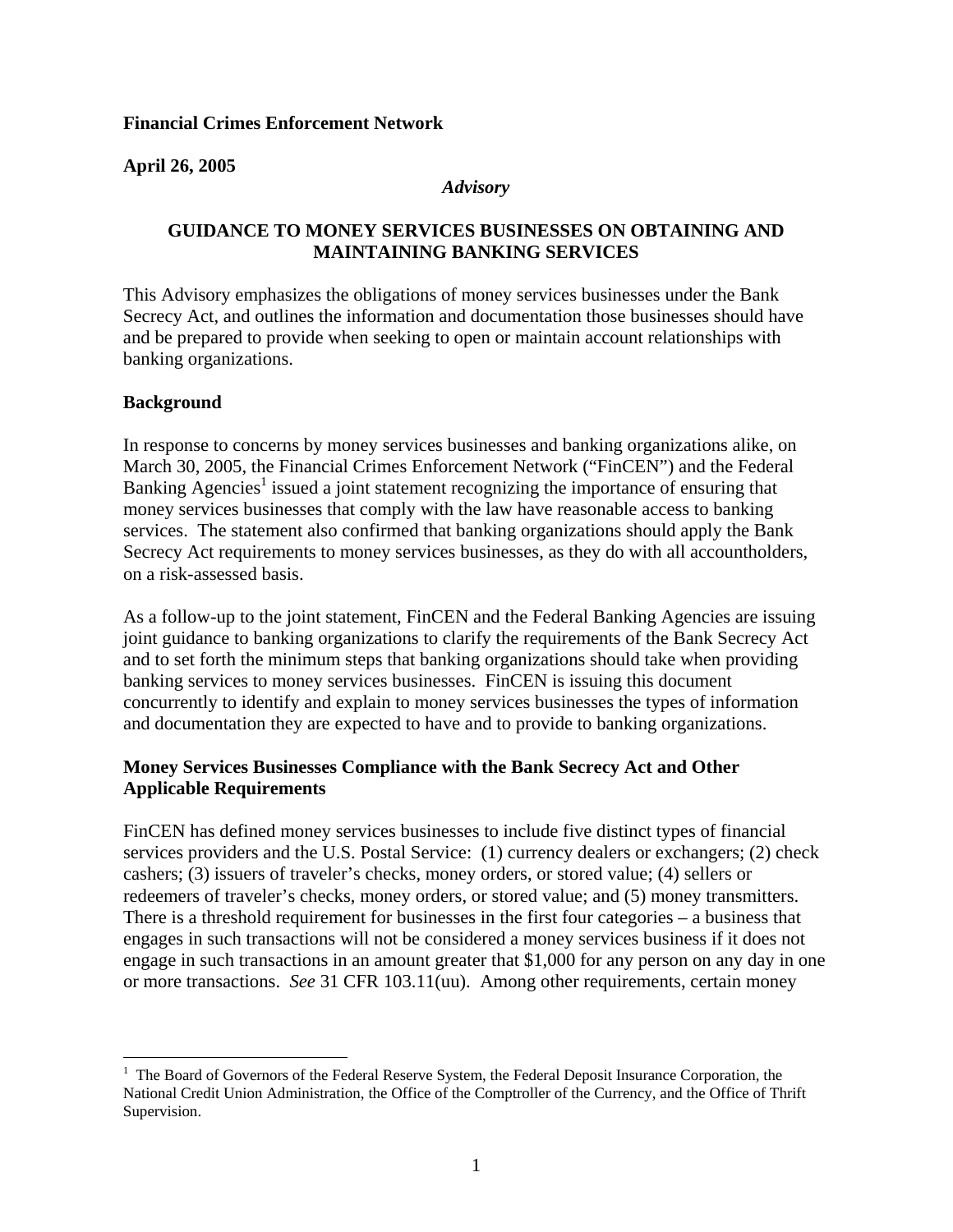**Financial Crimes Enforcement Network**

**April 26, 2005**

*Advisory*

**GUIDANCE TO MONEY SERVICES BUSINESSES ON OBTAINING AND MAINTAINING BANKING SERVICES**

This Advisory emphasizes the obligations of money services businesses under the Bank Secrecy Act, and outlines the information and documentation those businesses should have and be prepared to provide when seeking to open or maintain account relationships with banking organizations.

**Background**

In response to concerns by money services businesses and banking organizations alike, on March 30, 2005, the Financial Crimes Enforcement Network ("FinCEN") and the Federal Banking Agencies[1] issued a joint statement recognizing the importance of ensuring that money services businesses that comply with the law have reasonable access to banking services. The statement also confirmed that banking organizations should apply the Bank Secrecy Act requirements to money services businesses, as they do with all accountholders, on a risk-assessed basis.

As a follow-up to the joint statement, FinCEN and the Federal Banking Agencies are issuing joint guidance to banking organizations to clarify the requirements of the Bank Secrecy Act and to set forth the minimum steps that banking organizations should take when providing banking services to money services businesses. FinCEN is issuing this document concurrently to identify and explain to money services businesses the types of information and documentation they are expected to have and to provide to banking organizations.

**Money Services Businesses Compliance with the Bank Secrecy Act and Other Applicable Requirements**

FinCEN has defined money services businesses to include five distinct types of financial services providers and the U.S. Postal Service: (1) currency dealers or exchangers; (2) check cashers; (3) issuers of traveler's checks, money orders, or stored value; (4) sellers or redeemers of traveler's checks, money orders, or stored value; and (5) money transmitters. There is a threshold requirement for businesses in the first four categories – a business that engages in such transactions will not be considered a money services business if it does not engage in such transactions in an amount greater that $1,000 for any person on any day in one or more transactions. *See* 31 CFR 103.11(uu). Among other requirements, certain money

[1] The Board of Governors of the Federal Reserve System, the Federal Deposit Insurance Corporation, the National Credit Union Administration, the Office of the Comptroller of the Currency, and the Office of Thrift Supervision.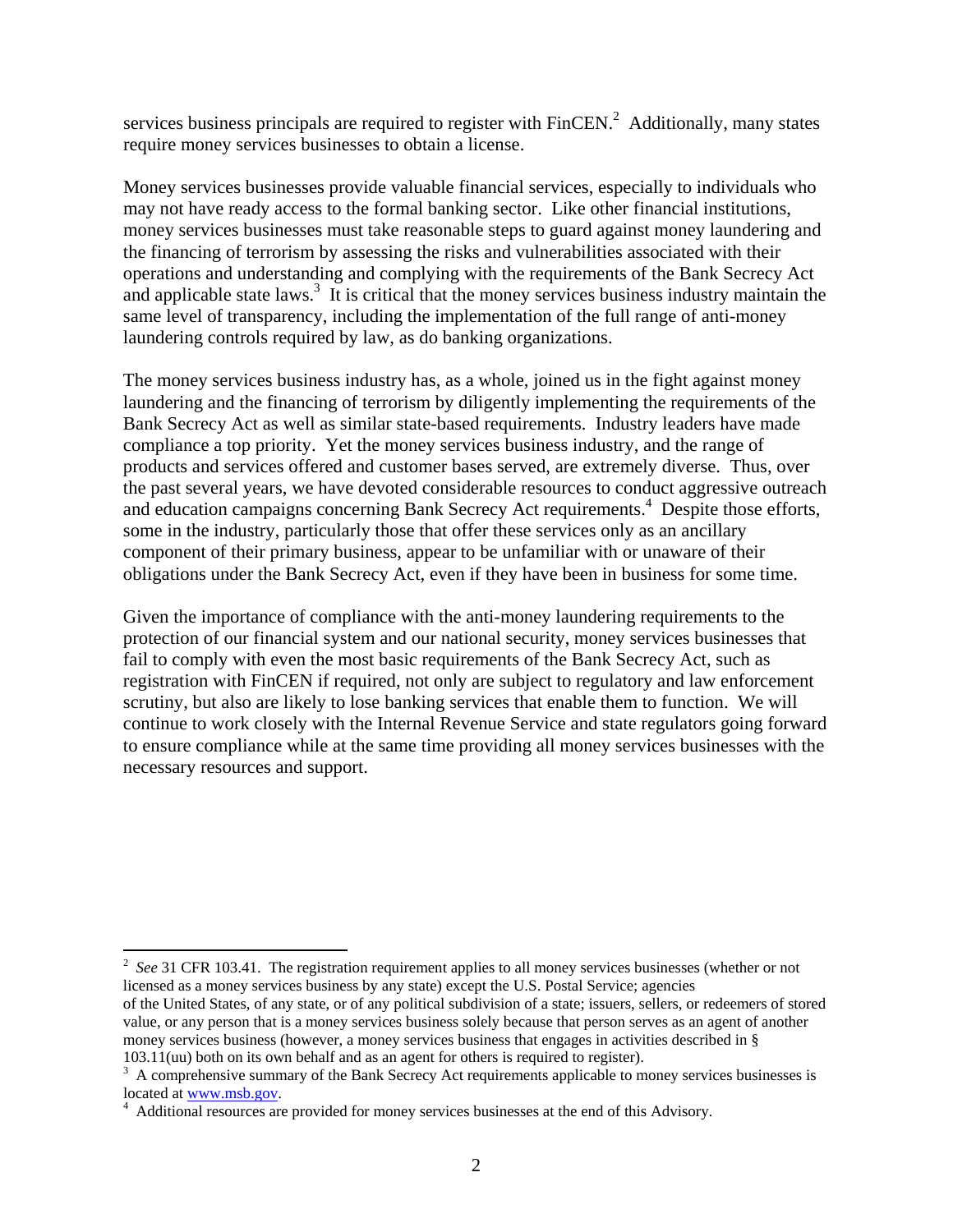services business principals are required to register with FinCEN.[2] Additionally, many states require money services businesses to obtain a license.

Money services businesses provide valuable financial services, especially to individuals who may not have ready access to the formal banking sector. Like other financial institutions, money services businesses must take reasonable steps to guard against money laundering and the financing of terrorism by assessing the risks and vulnerabilities associated with their operations and understanding and complying with the requirements of the Bank Secrecy Act and applicable state laws.[3] It is critical that the money services business industry maintain the same level of transparency, including the implementation of the full range of anti-money laundering controls required by law, as do banking organizations.

The money services business industry has, as a whole, joined us in the fight against money laundering and the financing of terrorism by diligently implementing the requirements of the Bank Secrecy Act as well as similar state-based requirements. Industry leaders have made compliance a top priority. Yet the money services business industry, and the range of products and services offered and customer bases served, are extremely diverse. Thus, over the past several years, we have devoted considerable resources to conduct aggressive outreach and education campaigns concerning Bank Secrecy Act requirements.[4] Despite those efforts, some in the industry, particularly those that offer these services only as an ancillary component of their primary business, appear to be unfamiliar with or unaware of their obligations under the Bank Secrecy Act, even if they have been in business for some time.

Given the importance of compliance with the anti-money laundering requirements to the protection of our financial system and our national security, money services businesses that fail to comply with even the most basic requirements of the Bank Secrecy Act, such as registration with FinCEN if required, not only are subject to regulatory and law enforcement scrutiny, but also are likely to lose banking services that enable them to function. We will continue to work closely with the Internal Revenue Service and state regulators going forward to ensure compliance while at the same time providing all money services businesses with the necessary resources and support.

---

[2] *See* 31 CFR 103.41. The registration requirement applies to all money services businesses (whether or not licensed as a money services business by any state) except the U.S. Postal Service; agencies of the United States, of any state, or of any political subdivision of a state; issuers, sellers, or redeemers of stored value, or any person that is a money services business solely because that person serves as an agent of another money services business (however, a money services business that engages in activities described in § 103.11(uu) both on its own behalf and as an agent for others is required to register).

[3] A comprehensive summary of the Bank Secrecy Act requirements applicable to money services businesses is located at www.msb.gov.

[4] Additional resources are provided for money services businesses at the end of this Advisory.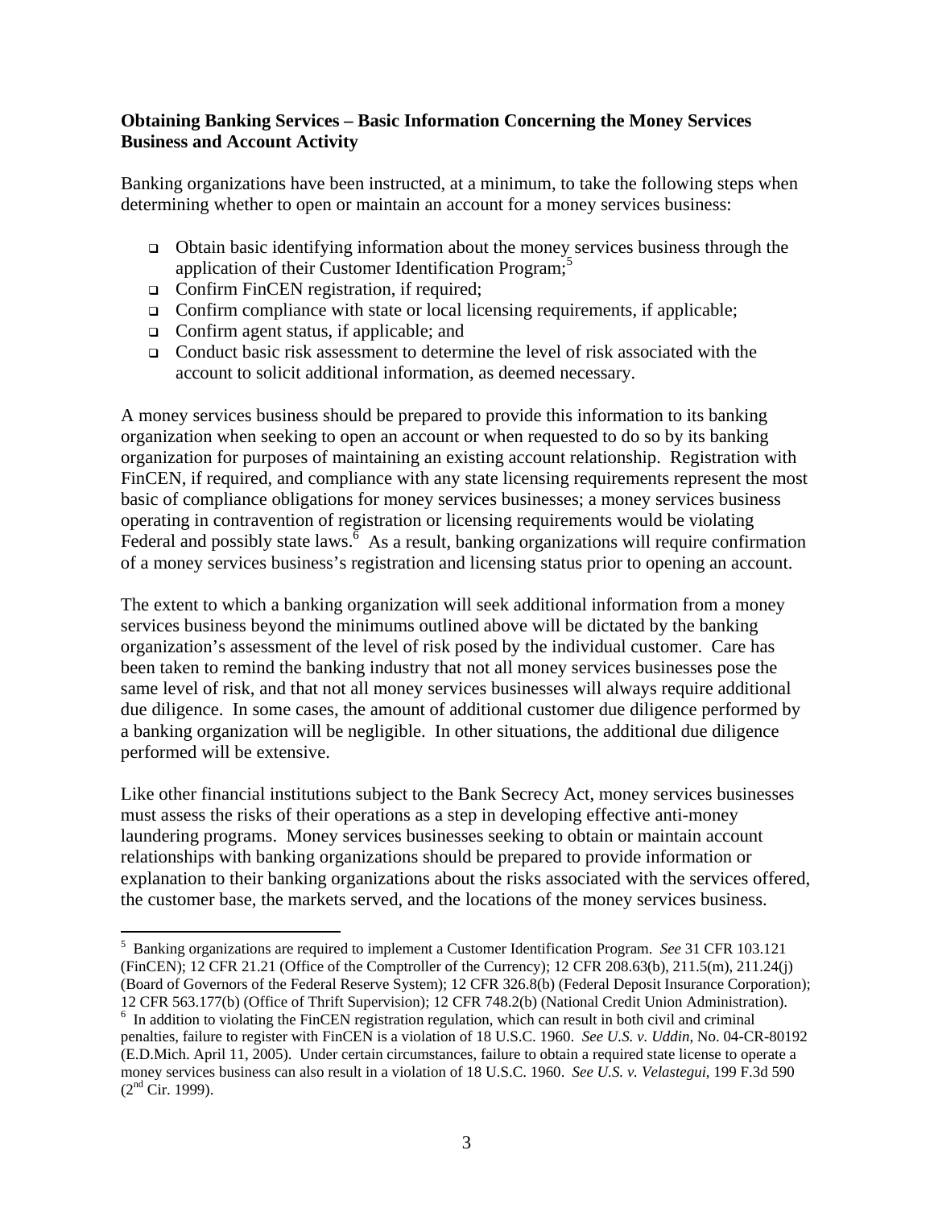**Obtaining Banking Services – Basic Information Concerning the Money Services Business and Account Activity**

Banking organizations have been instructed, at a minimum, to take the following steps when determining whether to open or maintain an account for a money services business:

- Obtain basic identifying information about the money services business through the application of their Customer Identification Program;[5]
- Confirm FinCEN registration, if required;
- Confirm compliance with state or local licensing requirements, if applicable;
- Confirm agent status, if applicable; and
- Conduct basic risk assessment to determine the level of risk associated with the account to solicit additional information, as deemed necessary.

A money services business should be prepared to provide this information to its banking organization when seeking to open an account or when requested to do so by its banking organization for purposes of maintaining an existing account relationship. Registration with FinCEN, if required, and compliance with any state licensing requirements represent the most basic of compliance obligations for money services businesses; a money services business operating in contravention of registration or licensing requirements would be violating Federal and possibly state laws.[6] As a result, banking organizations will require confirmation of a money services business's registration and licensing status prior to opening an account.

The extent to which a banking organization will seek additional information from a money services business beyond the minimums outlined above will be dictated by the banking organization's assessment of the level of risk posed by the individual customer. Care has been taken to remind the banking industry that not all money services businesses pose the same level of risk, and that not all money services businesses will always require additional due diligence. In some cases, the amount of additional customer due diligence performed by a banking organization will be negligible. In other situations, the additional due diligence performed will be extensive.

Like other financial institutions subject to the Bank Secrecy Act, money services businesses must assess the risks of their operations as a step in developing effective anti-money laundering programs. Money services businesses seeking to obtain or maintain account relationships with banking organizations should be prepared to provide information or explanation to their banking organizations about the risks associated with the services offered, the customer base, the markets served, and the locations of the money services business.

---

[5] Banking organizations are required to implement a Customer Identification Program. *See* 31 CFR 103.121 (FinCEN); 12 CFR 21.21 (Office of the Comptroller of the Currency); 12 CFR 208.63(b), 211.5(m), 211.24(j) (Board of Governors of the Federal Reserve System); 12 CFR 326.8(b) (Federal Deposit Insurance Corporation); 12 CFR 563.177(b) (Office of Thrift Supervision); 12 CFR 748.2(b) (National Credit Union Administration).

[6] In addition to violating the FinCEN registration regulation, which can result in both civil and criminal penalties, failure to register with FinCEN is a violation of 18 U.S.C. 1960. *See U.S. v. Uddin*, No. 04-CR-80192 (E.D.Mich. April 11, 2005). Under certain circumstances, failure to obtain a required state license to operate a money services business can also result in a violation of 18 U.S.C. 1960. *See U.S. v. Velastegui*, 199 F.3d 590 (2nd Cir. 1999).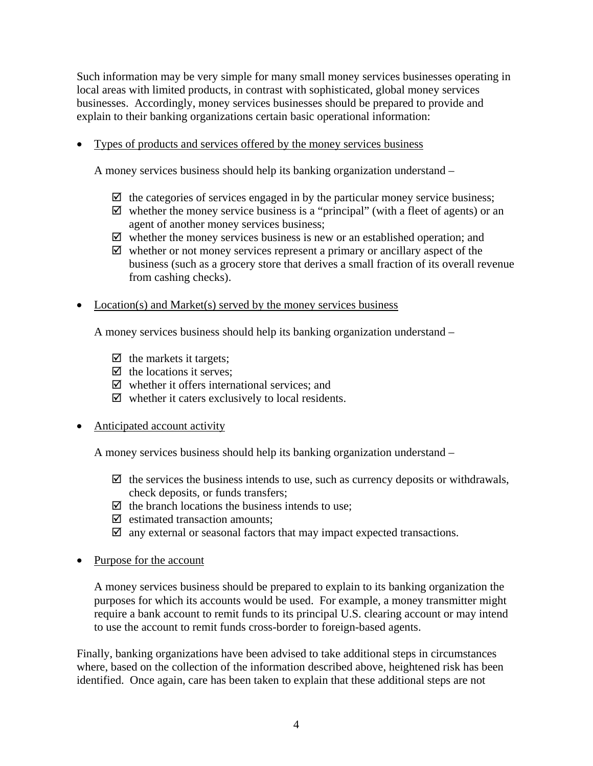Such information may be very simple for many small money services businesses operating in local areas with limited products, in contrast with sophisticated, global money services businesses. Accordingly, money services businesses should be prepared to provide and explain to their banking organizations certain basic operational information:

- Types of products and services offered by the money services business

  A money services business should help its banking organization understand –

  - ☑ the categories of services engaged in by the particular money service business;
  - ☑ whether the money service business is a "principal" (with a fleet of agents) or an agent of another money services business;
  - ☑ whether the money services business is new or an established operation; and
  - ☑ whether or not money services represent a primary or ancillary aspect of the business (such as a grocery store that derives a small fraction of its overall revenue from cashing checks).

- Location(s) and Market(s) served by the money services business

  A money services business should help its banking organization understand –

  - ☑ the markets it targets;
  - ☑ the locations it serves;
  - ☑ whether it offers international services; and
  - ☑ whether it caters exclusively to local residents.

- Anticipated account activity

  A money services business should help its banking organization understand –

  - ☑ the services the business intends to use, such as currency deposits or withdrawals, check deposits, or funds transfers;
  - ☑ the branch locations the business intends to use;
  - ☑ estimated transaction amounts;
  - ☑ any external or seasonal factors that may impact expected transactions.

- Purpose for the account

  A money services business should be prepared to explain to its banking organization the purposes for which its accounts would be used. For example, a money transmitter might require a bank account to remit funds to its principal U.S. clearing account or may intend to use the account to remit funds cross-border to foreign-based agents.

Finally, banking organizations have been advised to take additional steps in circumstances where, based on the collection of the information described above, heightened risk has been identified. Once again, care has been taken to explain that these additional steps are not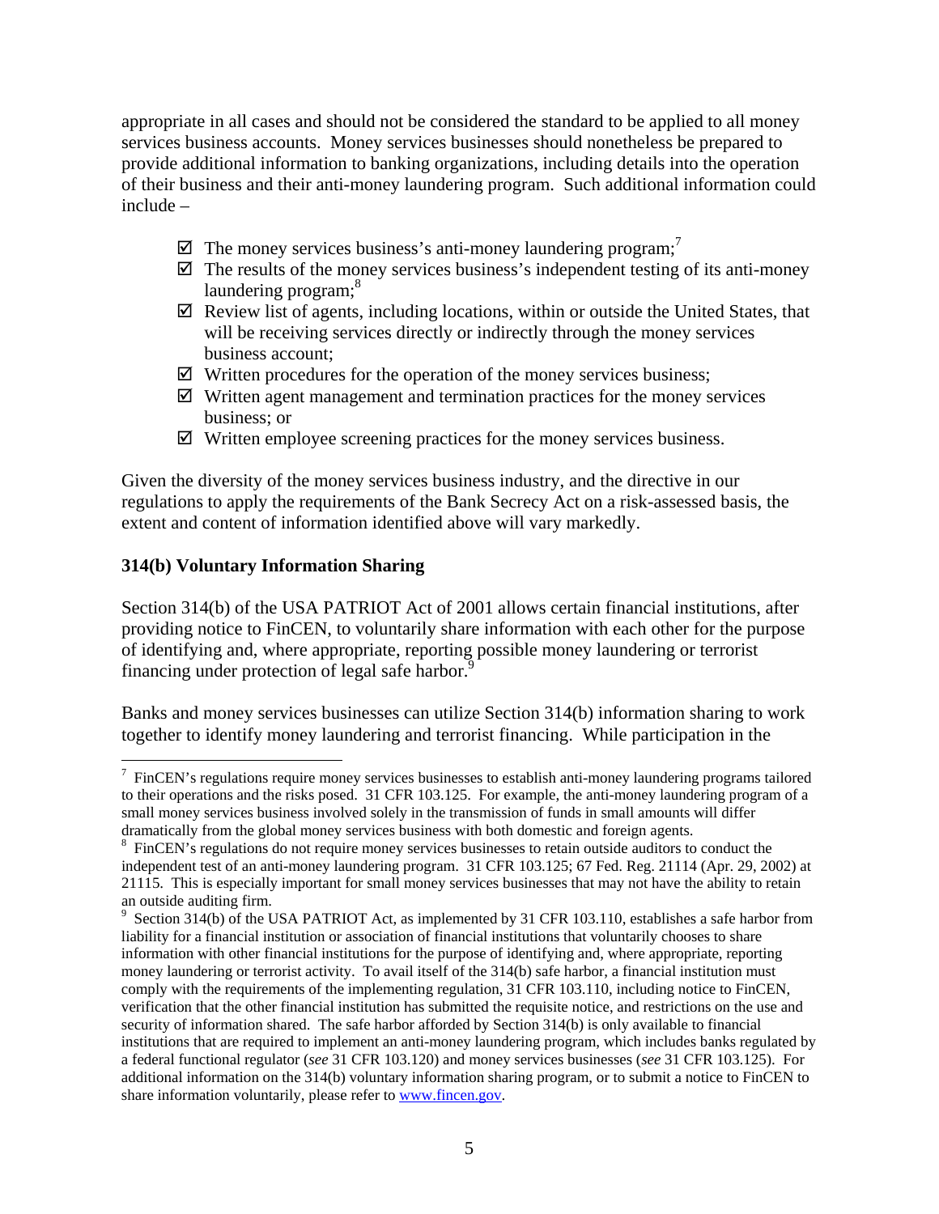appropriate in all cases and should not be considered the standard to be applied to all money services business accounts. Money services businesses should nonetheless be prepared to provide additional information to banking organizations, including details into the operation of their business and their anti-money laundering program. Such additional information could include –

- ☑ The money services business's anti-money laundering program;[7]
- ☑ The results of the money services business's independent testing of its anti-money laundering program;[8]
- ☑ Review list of agents, including locations, within or outside the United States, that will be receiving services directly or indirectly through the money services business account;
- ☑ Written procedures for the operation of the money services business;
- ☑ Written agent management and termination practices for the money services business; or
- ☑ Written employee screening practices for the money services business.

Given the diversity of the money services business industry, and the directive in our regulations to apply the requirements of the Bank Secrecy Act on a risk-assessed basis, the extent and content of information identified above will vary markedly.

**314(b) Voluntary Information Sharing**

Section 314(b) of the USA PATRIOT Act of 2001 allows certain financial institutions, after providing notice to FinCEN, to voluntarily share information with each other for the purpose of identifying and, where appropriate, reporting possible money laundering or terrorist financing under protection of legal safe harbor.[9]

Banks and money services businesses can utilize Section 314(b) information sharing to work together to identify money laundering and terrorist financing. While participation in the

---

[7] FinCEN's regulations require money services businesses to establish anti-money laundering programs tailored to their operations and the risks posed. 31 CFR 103.125. For example, the anti-money laundering program of a small money services business involved solely in the transmission of funds in small amounts will differ dramatically from the global money services business with both domestic and foreign agents.

[8] FinCEN's regulations do not require money services businesses to retain outside auditors to conduct the independent test of an anti-money laundering program. 31 CFR 103.125; 67 Fed. Reg. 21114 (Apr. 29, 2002) at 21115. This is especially important for small money services businesses that may not have the ability to retain an outside auditing firm.

[9] Section 314(b) of the USA PATRIOT Act, as implemented by 31 CFR 103.110, establishes a safe harbor from liability for a financial institution or association of financial institutions that voluntarily chooses to share information with other financial institutions for the purpose of identifying and, where appropriate, reporting money laundering or terrorist activity. To avail itself of the 314(b) safe harbor, a financial institution must comply with the requirements of the implementing regulation, 31 CFR 103.110, including notice to FinCEN, verification that the other financial institution has submitted the requisite notice, and restrictions on the use and security of information shared. The safe harbor afforded by Section 314(b) is only available to financial institutions that are required to implement an anti-money laundering program, which includes banks regulated by a federal functional regulator (*see* 31 CFR 103.120) and money services businesses (*see* 31 CFR 103.125). For additional information on the 314(b) voluntary information sharing program, or to submit a notice to FinCEN to share information voluntarily, please refer to www.fincen.gov.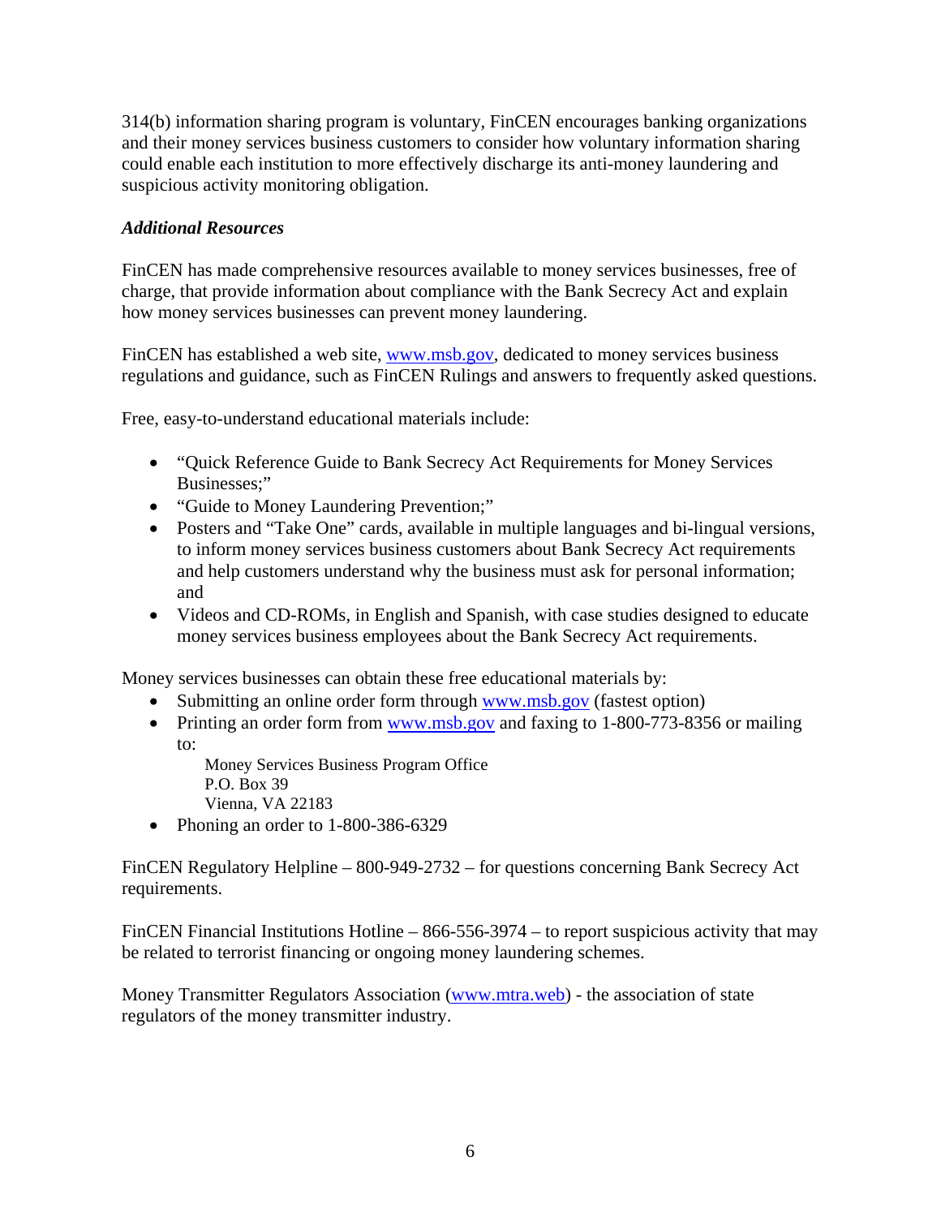314(b) information sharing program is voluntary, FinCEN encourages banking organizations and their money services business customers to consider how voluntary information sharing could enable each institution to more effectively discharge its anti-money laundering and suspicious activity monitoring obligation.

***Additional Resources***

FinCEN has made comprehensive resources available to money services businesses, free of charge, that provide information about compliance with the Bank Secrecy Act and explain how money services businesses can prevent money laundering.

FinCEN has established a web site, www.msb.gov, dedicated to money services business regulations and guidance, such as FinCEN Rulings and answers to frequently asked questions.

Free, easy-to-understand educational materials include:

- "Quick Reference Guide to Bank Secrecy Act Requirements for Money Services Businesses;"
- "Guide to Money Laundering Prevention;"
- Posters and "Take One" cards, available in multiple languages and bi-lingual versions, to inform money services business customers about Bank Secrecy Act requirements and help customers understand why the business must ask for personal information; and
- Videos and CD-ROMs, in English and Spanish, with case studies designed to educate money services business employees about the Bank Secrecy Act requirements.

Money services businesses can obtain these free educational materials by:

- Submitting an online order form through www.msb.gov (fastest option)
- Printing an order form from www.msb.gov and faxing to 1-800-773-8356 or mailing to:

  Money Services Business Program Office
  P.O. Box 39
  Vienna, VA 22183
- Phoning an order to 1-800-386-6329

FinCEN Regulatory Helpline – 800-949-2732 – for questions concerning Bank Secrecy Act requirements.

FinCEN Financial Institutions Hotline – 866-556-3974 – to report suspicious activity that may be related to terrorist financing or ongoing money laundering schemes.

Money Transmitter Regulators Association (www.mtra.web) - the association of state regulators of the money transmitter industry.